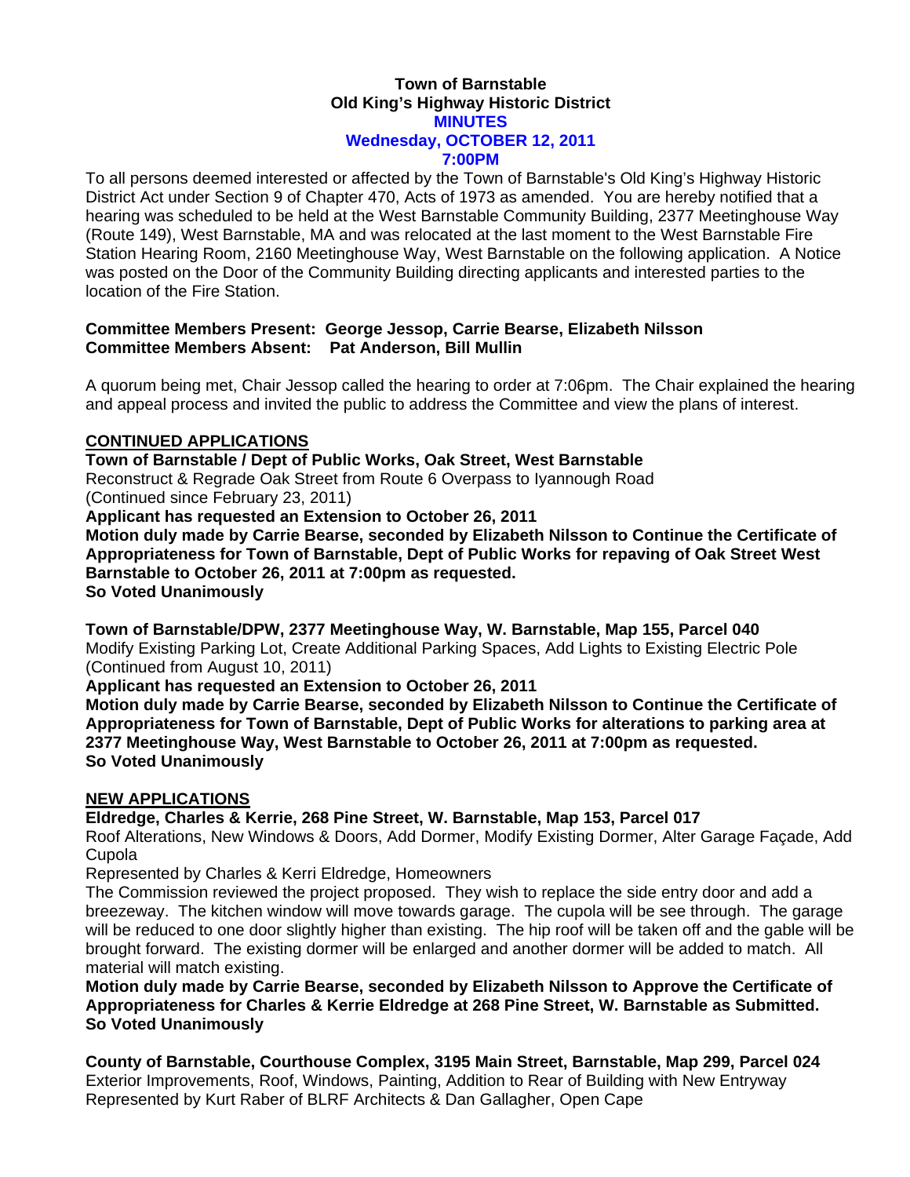**Town of Barnstable**
**Old King's Highway Historic District**
**MINUTES**
**Wednesday, OCTOBER 12, 2011**
**7:00PM**

To all persons deemed interested or affected by the Town of Barnstable's Old King's Highway Historic District Act under Section 9 of Chapter 470, Acts of 1973 as amended. You are hereby notified that a hearing was scheduled to be held at the West Barnstable Community Building, 2377 Meetinghouse Way (Route 149), West Barnstable, MA and was relocated at the last moment to the West Barnstable Fire Station Hearing Room, 2160 Meetinghouse Way, West Barnstable on the following application. A Notice was posted on the Door of the Community Building directing applicants and interested parties to the location of the Fire Station.

**Committee Members Present: George Jessop, Carrie Bearse, Elizabeth Nilsson**
**Committee Members Absent: Pat Anderson, Bill Mullin**

A quorum being met, Chair Jessop called the hearing to order at 7:06pm. The Chair explained the hearing and appeal process and invited the public to address the Committee and view the plans of interest.

**CONTINUED APPLICATIONS**

**Town of Barnstable / Dept of Public Works, Oak Street, West Barnstable**
Reconstruct & Regrade Oak Street from Route 6 Overpass to Iyannough Road
(Continued since February 23, 2011)
**Applicant has requested an Extension to October 26, 2011**
**Motion duly made by Carrie Bearse, seconded by Elizabeth Nilsson to Continue the Certificate of Appropriateness for Town of Barnstable, Dept of Public Works for repaving of Oak Street West Barnstable to October 26, 2011 at 7:00pm as requested.**
**So Voted Unanimously**

**Town of Barnstable/DPW, 2377 Meetinghouse Way, W. Barnstable, Map 155, Parcel 040**
Modify Existing Parking Lot, Create Additional Parking Spaces, Add Lights to Existing Electric Pole
(Continued from August 10, 2011)
**Applicant has requested an Extension to October 26, 2011**
**Motion duly made by Carrie Bearse, seconded by Elizabeth Nilsson to Continue the Certificate of Appropriateness for Town of Barnstable, Dept of Public Works for alterations to parking area at 2377 Meetinghouse Way, West Barnstable to October 26, 2011 at 7:00pm as requested.**
**So Voted Unanimously**

**NEW APPLICATIONS**

**Eldredge, Charles & Kerrie, 268 Pine Street, W. Barnstable, Map 153, Parcel 017**
Roof Alterations, New Windows & Doors, Add Dormer, Modify Existing Dormer, Alter Garage Façade, Add Cupola
Represented by Charles & Kerri Eldredge, Homeowners
The Commission reviewed the project proposed. They wish to replace the side entry door and add a breezeway. The kitchen window will move towards garage. The cupola will be see through. The garage will be reduced to one door slightly higher than existing. The hip roof will be taken off and the gable will be brought forward. The existing dormer will be enlarged and another dormer will be added to match. All material will match existing.
**Motion duly made by Carrie Bearse, seconded by Elizabeth Nilsson to Approve the Certificate of Appropriateness for Charles & Kerrie Eldredge at 268 Pine Street, W. Barnstable as Submitted.**
**So Voted Unanimously**

**County of Barnstable, Courthouse Complex, 3195 Main Street, Barnstable, Map 299, Parcel 024**
Exterior Improvements, Roof, Windows, Painting, Addition to Rear of Building with New Entryway
Represented by Kurt Raber of BLRF Architects & Dan Gallagher, Open Cape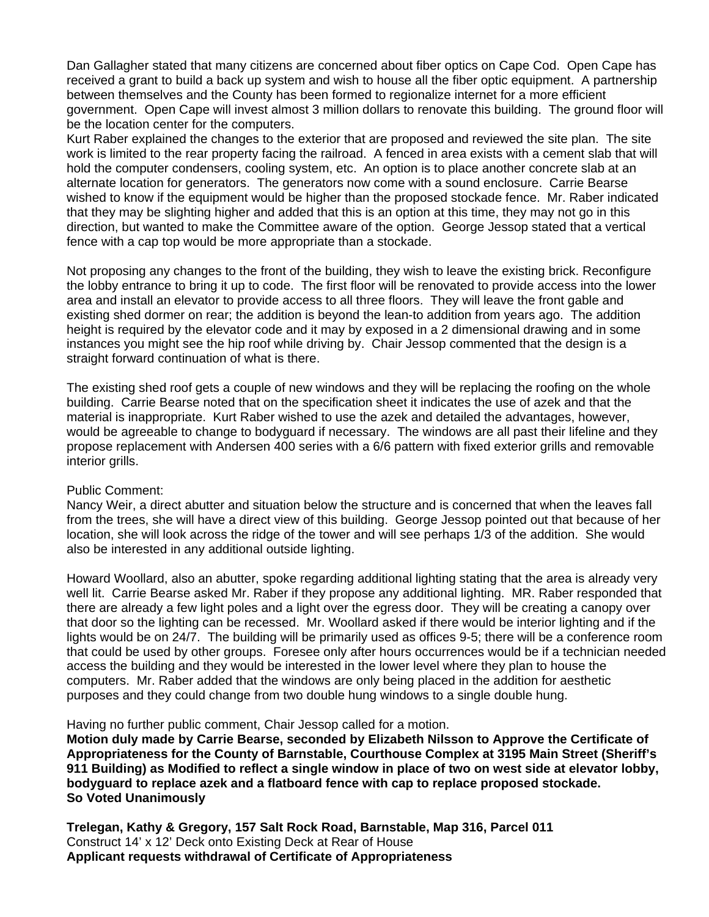Dan Gallagher stated that many citizens are concerned about fiber optics on Cape Cod. Open Cape has received a grant to build a back up system and wish to house all the fiber optic equipment. A partnership between themselves and the County has been formed to regionalize internet for a more efficient government. Open Cape will invest almost 3 million dollars to renovate this building. The ground floor will be the location center for the computers.
Kurt Raber explained the changes to the exterior that are proposed and reviewed the site plan. The site work is limited to the rear property facing the railroad. A fenced in area exists with a cement slab that will hold the computer condensers, cooling system, etc. An option is to place another concrete slab at an alternate location for generators. The generators now come with a sound enclosure. Carrie Bearse wished to know if the equipment would be higher than the proposed stockade fence. Mr. Raber indicated that they may be slighting higher and added that this is an option at this time, they may not go in this direction, but wanted to make the Committee aware of the option. George Jessop stated that a vertical fence with a cap top would be more appropriate than a stockade.

Not proposing any changes to the front of the building, they wish to leave the existing brick. Reconfigure the lobby entrance to bring it up to code. The first floor will be renovated to provide access into the lower area and install an elevator to provide access to all three floors. They will leave the front gable and existing shed dormer on rear; the addition is beyond the lean-to addition from years ago. The addition height is required by the elevator code and it may by exposed in a 2 dimensional drawing and in some instances you might see the hip roof while driving by. Chair Jessop commented that the design is a straight forward continuation of what is there.

The existing shed roof gets a couple of new windows and they will be replacing the roofing on the whole building. Carrie Bearse noted that on the specification sheet it indicates the use of azek and that the material is inappropriate. Kurt Raber wished to use the azek and detailed the advantages, however, would be agreeable to change to bodyguard if necessary. The windows are all past their lifeline and they propose replacement with Andersen 400 series with a 6/6 pattern with fixed exterior grills and removable interior grills.

Public Comment:
Nancy Weir, a direct abutter and situation below the structure and is concerned that when the leaves fall from the trees, she will have a direct view of this building. George Jessop pointed out that because of her location, she will look across the ridge of the tower and will see perhaps 1/3 of the addition. She would also be interested in any additional outside lighting.

Howard Woollard, also an abutter, spoke regarding additional lighting stating that the area is already very well lit. Carrie Bearse asked Mr. Raber if they propose any additional lighting. MR. Raber responded that there are already a few light poles and a light over the egress door. They will be creating a canopy over that door so the lighting can be recessed. Mr. Woollard asked if there would be interior lighting and if the lights would be on 24/7. The building will be primarily used as offices 9-5; there will be a conference room that could be used by other groups. Foresee only after hours occurrences would be if a technician needed access the building and they would be interested in the lower level where they plan to house the computers. Mr. Raber added that the windows are only being placed in the addition for aesthetic purposes and they could change from two double hung windows to a single double hung.

Having no further public comment, Chair Jessop called for a motion.
**Motion duly made by Carrie Bearse, seconded by Elizabeth Nilsson to Approve the Certificate of Appropriateness for the County of Barnstable, Courthouse Complex at 3195 Main Street (Sheriff's 911 Building) as Modified to reflect a single window in place of two on west side at elevator lobby, bodyguard to replace azek and a flatboard fence with cap to replace proposed stockade.**
**So Voted Unanimously**

**Trelegan, Kathy & Gregory, 157 Salt Rock Road, Barnstable, Map 316, Parcel 011**
Construct 14' x 12' Deck onto Existing Deck at Rear of House
**Applicant requests withdrawal of Certificate of Appropriateness**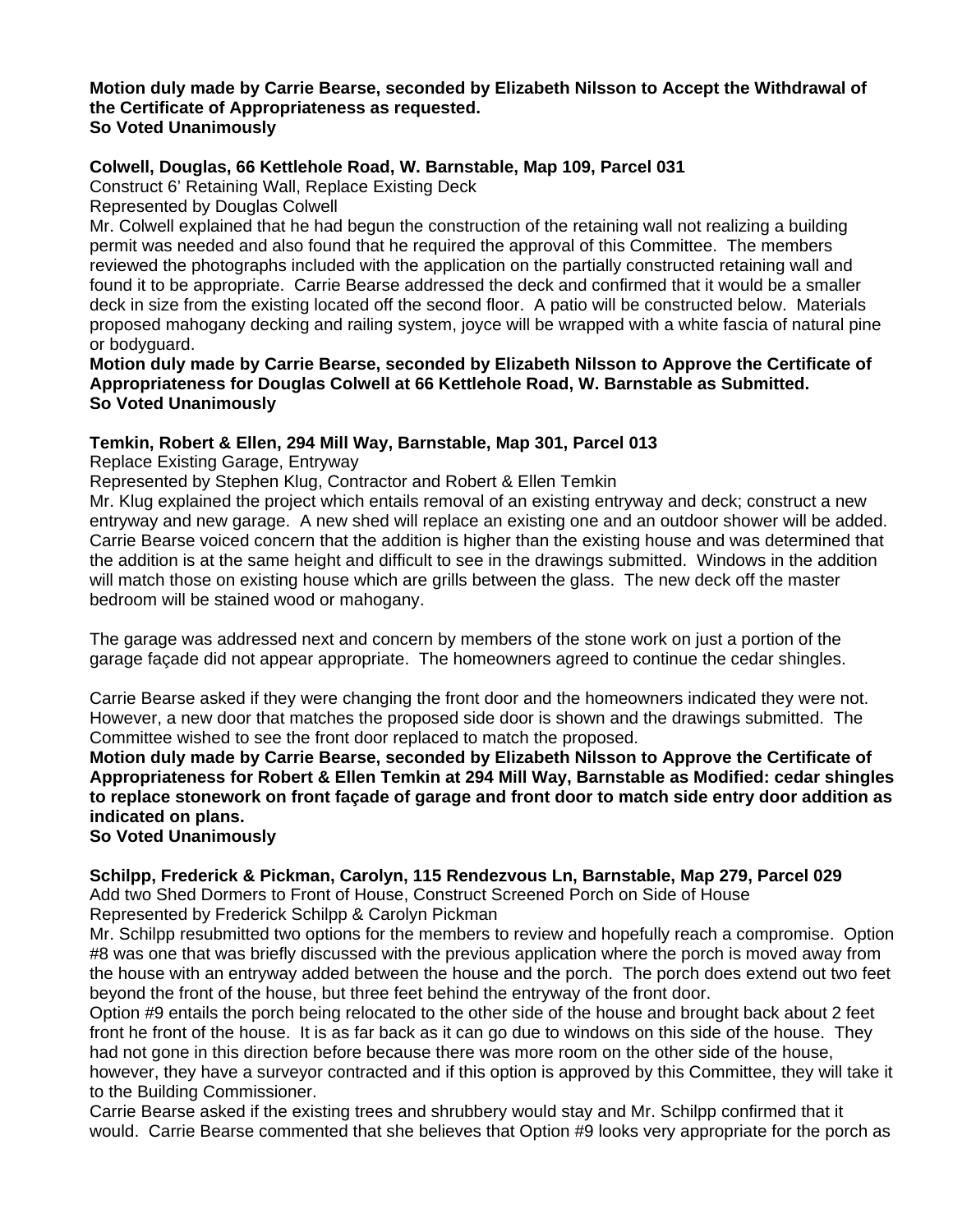**Motion duly made by Carrie Bearse, seconded by Elizabeth Nilsson to Accept the Withdrawal of the Certificate of Appropriateness as requested.**
**So Voted Unanimously**

**Colwell, Douglas, 66 Kettlehole Road, W. Barnstable, Map 109, Parcel 031**
Construct 6' Retaining Wall, Replace Existing Deck
Represented by Douglas Colwell
Mr. Colwell explained that he had begun the construction of the retaining wall not realizing a building permit was needed and also found that he required the approval of this Committee. The members reviewed the photographs included with the application on the partially constructed retaining wall and found it to be appropriate. Carrie Bearse addressed the deck and confirmed that it would be a smaller deck in size from the existing located off the second floor. A patio will be constructed below. Materials proposed mahogany decking and railing system, joyce will be wrapped with a white fascia of natural pine or bodyguard.
**Motion duly made by Carrie Bearse, seconded by Elizabeth Nilsson to Approve the Certificate of Appropriateness for Douglas Colwell at 66 Kettlehole Road, W. Barnstable as Submitted.**
**So Voted Unanimously**

**Temkin, Robert & Ellen, 294 Mill Way, Barnstable, Map 301, Parcel 013**
Replace Existing Garage, Entryway
Represented by Stephen Klug, Contractor and Robert & Ellen Temkin
Mr. Klug explained the project which entails removal of an existing entryway and deck; construct a new entryway and new garage. A new shed will replace an existing one and an outdoor shower will be added. Carrie Bearse voiced concern that the addition is higher than the existing house and was determined that the addition is at the same height and difficult to see in the drawings submitted. Windows in the addition will match those on existing house which are grills between the glass. The new deck off the master bedroom will be stained wood or mahogany.

The garage was addressed next and concern by members of the stone work on just a portion of the garage façade did not appear appropriate. The homeowners agreed to continue the cedar shingles.

Carrie Bearse asked if they were changing the front door and the homeowners indicated they were not. However, a new door that matches the proposed side door is shown and the drawings submitted. The Committee wished to see the front door replaced to match the proposed.
**Motion duly made by Carrie Bearse, seconded by Elizabeth Nilsson to Approve the Certificate of Appropriateness for Robert & Ellen Temkin at 294 Mill Way, Barnstable as Modified: cedar shingles to replace stonework on front façade of garage and front door to match side entry door addition as indicated on plans.**
**So Voted Unanimously**

**Schilpp, Frederick & Pickman, Carolyn, 115 Rendezvous Ln, Barnstable, Map 279, Parcel 029**
Add two Shed Dormers to Front of House, Construct Screened Porch on Side of House
Represented by Frederick Schilpp & Carolyn Pickman
Mr. Schilpp resubmitted two options for the members to review and hopefully reach a compromise. Option #8 was one that was briefly discussed with the previous application where the porch is moved away from the house with an entryway added between the house and the porch. The porch does extend out two feet beyond the front of the house, but three feet behind the entryway of the front door.
Option #9 entails the porch being relocated to the other side of the house and brought back about 2 feet front he front of the house. It is as far back as it can go due to windows on this side of the house. They had not gone in this direction before because there was more room on the other side of the house, however, they have a surveyor contracted and if this option is approved by this Committee, they will take it to the Building Commissioner.
Carrie Bearse asked if the existing trees and shrubbery would stay and Mr. Schilpp confirmed that it would. Carrie Bearse commented that she believes that Option #9 looks very appropriate for the porch as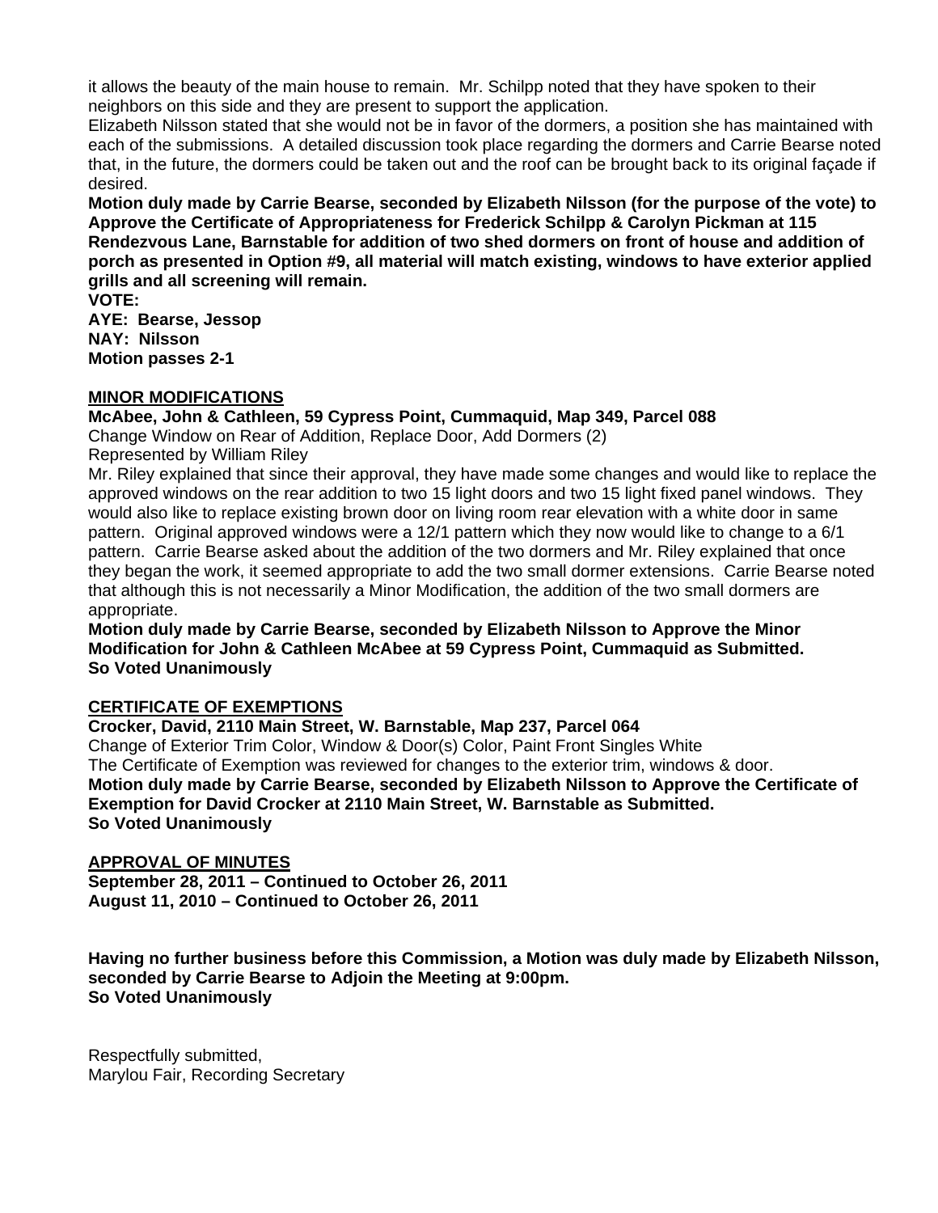it allows the beauty of the main house to remain. Mr. Schilpp noted that they have spoken to their neighbors on this side and they are present to support the application.

Elizabeth Nilsson stated that she would not be in favor of the dormers, a position she has maintained with each of the submissions. A detailed discussion took place regarding the dormers and Carrie Bearse noted that, in the future, the dormers could be taken out and the roof can be brought back to its original façade if desired.

**Motion duly made by Carrie Bearse, seconded by Elizabeth Nilsson (for the purpose of the vote) to Approve the Certificate of Appropriateness for Frederick Schilpp & Carolyn Pickman at 115 Rendezvous Lane, Barnstable for addition of two shed dormers on front of house and addition of porch as presented in Option #9, all material will match existing, windows to have exterior applied grills and all screening will remain.**
**VOTE:**
**AYE: Bearse, Jessop**
**NAY: Nilsson**
**Motion passes 2-1**

**MINOR MODIFICATIONS**

**McAbee, John & Cathleen, 59 Cypress Point, Cummaquid, Map 349, Parcel 088**
Change Window on Rear of Addition, Replace Door, Add Dormers (2)
Represented by William Riley

Mr. Riley explained that since their approval, they have made some changes and would like to replace the approved windows on the rear addition to two 15 light doors and two 15 light fixed panel windows. They would also like to replace existing brown door on living room rear elevation with a white door in same pattern. Original approved windows were a 12/1 pattern which they now would like to change to a 6/1 pattern. Carrie Bearse asked about the addition of the two dormers and Mr. Riley explained that once they began the work, it seemed appropriate to add the two small dormer extensions. Carrie Bearse noted that although this is not necessarily a Minor Modification, the addition of the two small dormers are appropriate.

**Motion duly made by Carrie Bearse, seconded by Elizabeth Nilsson to Approve the Minor Modification for John & Cathleen McAbee at 59 Cypress Point, Cummaquid as Submitted.**
**So Voted Unanimously**

**CERTIFICATE OF EXEMPTIONS**

**Crocker, David, 2110 Main Street, W. Barnstable, Map 237, Parcel 064**
Change of Exterior Trim Color, Window & Door(s) Color, Paint Front Singles White
The Certificate of Exemption was reviewed for changes to the exterior trim, windows & door.

**Motion duly made by Carrie Bearse, seconded by Elizabeth Nilsson to Approve the Certificate of Exemption for David Crocker at 2110 Main Street, W. Barnstable as Submitted.**
**So Voted Unanimously**

**APPROVAL OF MINUTES**

**September 28, 2011 – Continued to October 26, 2011**
**August 11, 2010 – Continued to October 26, 2011**

**Having no further business before this Commission, a Motion was duly made by Elizabeth Nilsson, seconded by Carrie Bearse to Adjoin the Meeting at 9:00pm.**
**So Voted Unanimously**

Respectfully submitted,
Marylou Fair, Recording Secretary